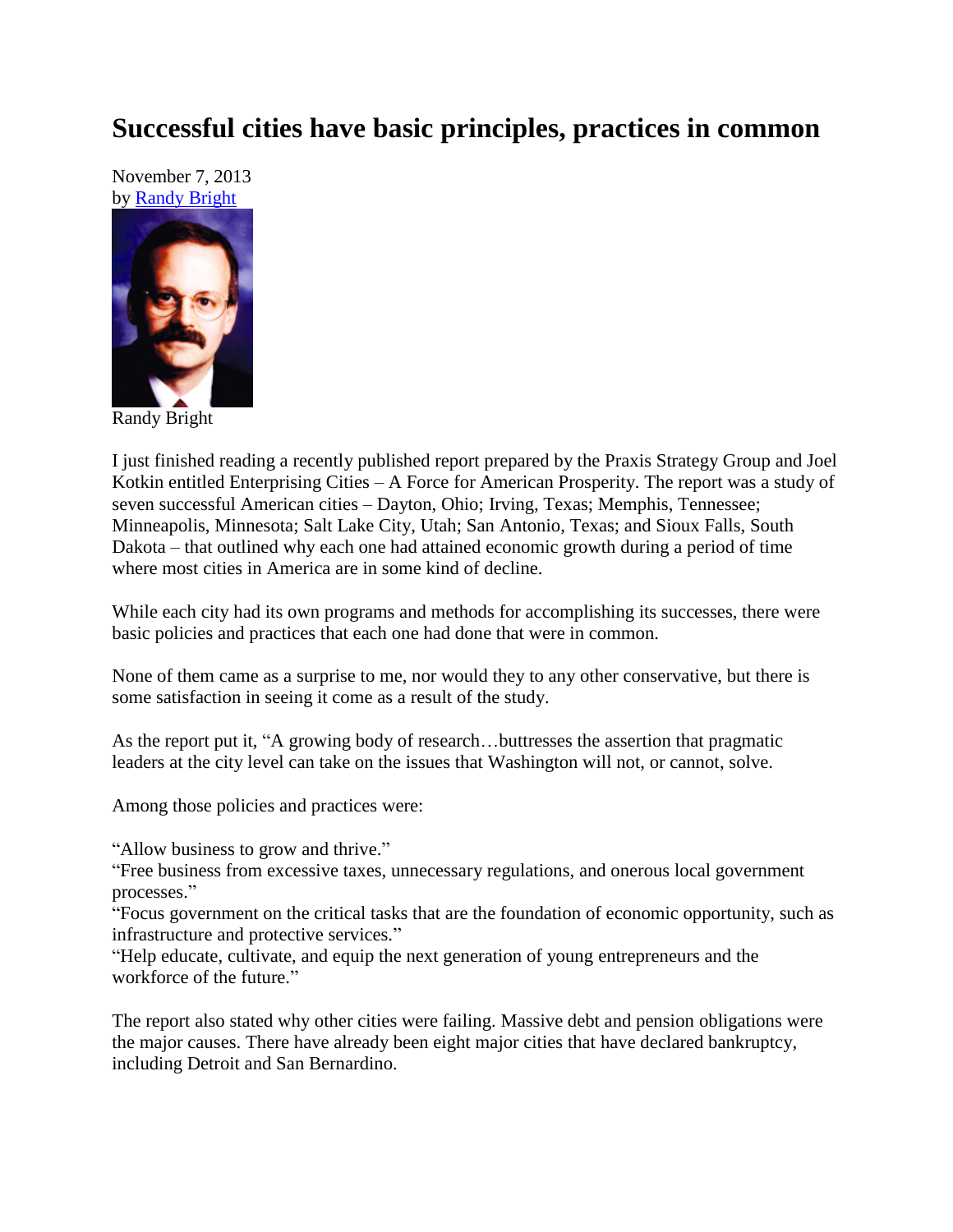# Successful cities have basic principles, practices in common

November 7, 2013
by Randy Bright

Randy Bright

I just finished reading a recently published report prepared by the Praxis Strategy Group and Joel Kotkin entitled Enterprising Cities – A Force for American Prosperity. The report was a study of seven successful American cities – Dayton, Ohio; Irving, Texas; Memphis, Tennessee; Minneapolis, Minnesota; Salt Lake City, Utah; San Antonio, Texas; and Sioux Falls, South Dakota – that outlined why each one had attained economic growth during a period of time where most cities in America are in some kind of decline.

While each city had its own programs and methods for accomplishing its successes, there were basic policies and practices that each one had done that were in common.

None of them came as a surprise to me, nor would they to any other conservative, but there is some satisfaction in seeing it come as a result of the study.

As the report put it, "A growing body of research…buttresses the assertion that pragmatic leaders at the city level can take on the issues that Washington will not, or cannot, solve.

Among those policies and practices were:

"Allow business to grow and thrive."
"Free business from excessive taxes, unnecessary regulations, and onerous local government processes."
"Focus government on the critical tasks that are the foundation of economic opportunity, such as infrastructure and protective services."
"Help educate, cultivate, and equip the next generation of young entrepreneurs and the workforce of the future."

The report also stated why other cities were failing. Massive debt and pension obligations were the major causes. There have already been eight major cities that have declared bankruptcy, including Detroit and San Bernardino.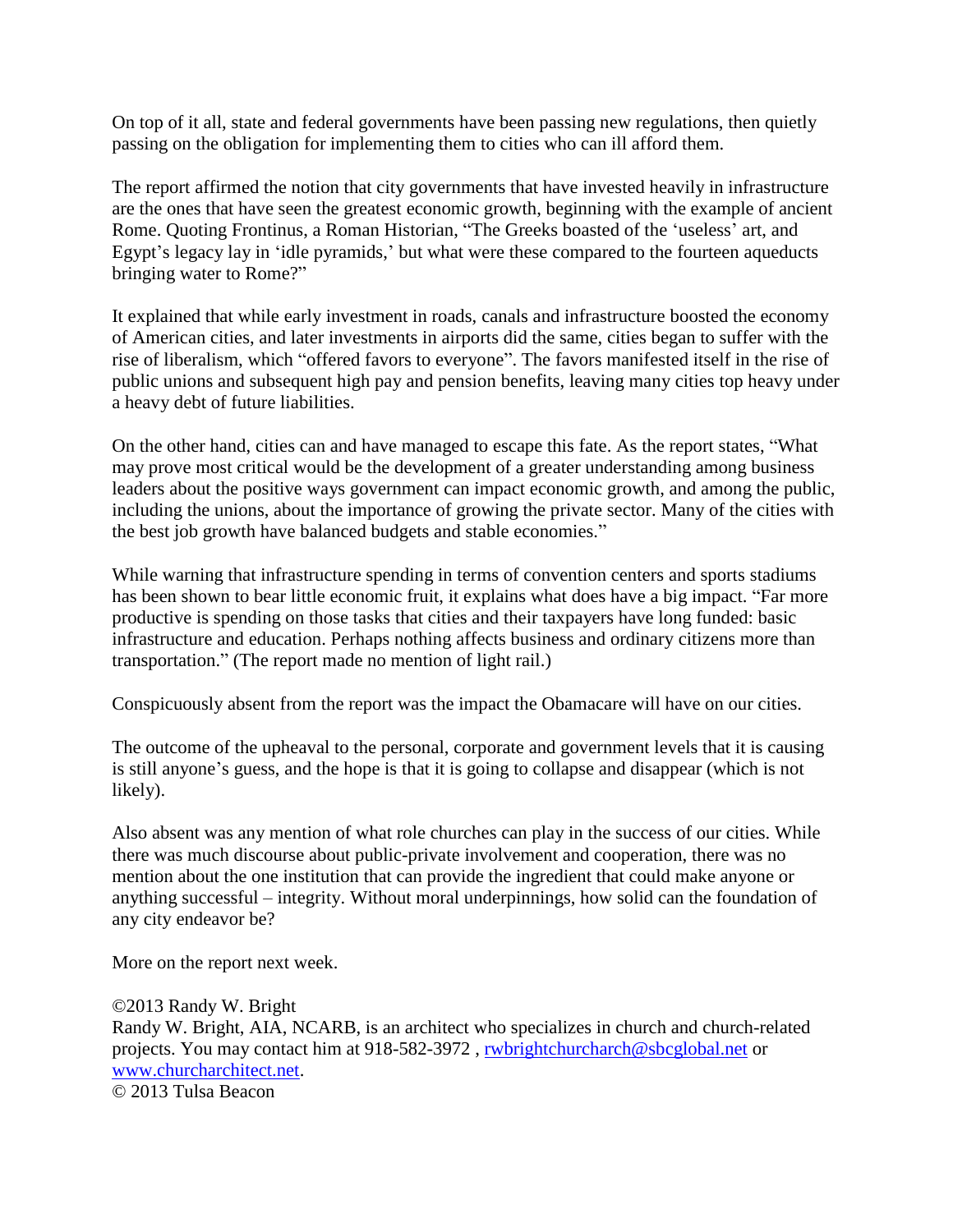On top of it all, state and federal governments have been passing new regulations, then quietly passing on the obligation for implementing them to cities who can ill afford them.

The report affirmed the notion that city governments that have invested heavily in infrastructure are the ones that have seen the greatest economic growth, beginning with the example of ancient Rome. Quoting Frontinus, a Roman Historian, "The Greeks boasted of the 'useless' art, and Egypt's legacy lay in 'idle pyramids,' but what were these compared to the fourteen aqueducts bringing water to Rome?"

It explained that while early investment in roads, canals and infrastructure boosted the economy of American cities, and later investments in airports did the same, cities began to suffer with the rise of liberalism, which "offered favors to everyone". The favors manifested itself in the rise of public unions and subsequent high pay and pension benefits, leaving many cities top heavy under a heavy debt of future liabilities.

On the other hand, cities can and have managed to escape this fate. As the report states, "What may prove most critical would be the development of a greater understanding among business leaders about the positive ways government can impact economic growth, and among the public, including the unions, about the importance of growing the private sector. Many of the cities with the best job growth have balanced budgets and stable economies."

While warning that infrastructure spending in terms of convention centers and sports stadiums has been shown to bear little economic fruit, it explains what does have a big impact. "Far more productive is spending on those tasks that cities and their taxpayers have long funded: basic infrastructure and education. Perhaps nothing affects business and ordinary citizens more than transportation." (The report made no mention of light rail.)

Conspicuously absent from the report was the impact the Obamacare will have on our cities.

The outcome of the upheaval to the personal, corporate and government levels that it is causing is still anyone's guess, and the hope is that it is going to collapse and disappear (which is not likely).

Also absent was any mention of what role churches can play in the success of our cities. While there was much discourse about public-private involvement and cooperation, there was no mention about the one institution that can provide the ingredient that could make anyone or anything successful – integrity. Without moral underpinnings, how solid can the foundation of any city endeavor be?

More on the report next week.

©2013 Randy W. Bright
Randy W. Bright, AIA, NCARB, is an architect who specializes in church and church-related projects. You may contact him at 918-582-3972 , [rwbrightchurcharch@sbcglobal.net](mailto:rwbrightchurcharch@sbcglobal.net) or [www.churcharchitect.net](http://www.churcharchitect.net).
© 2013 Tulsa Beacon